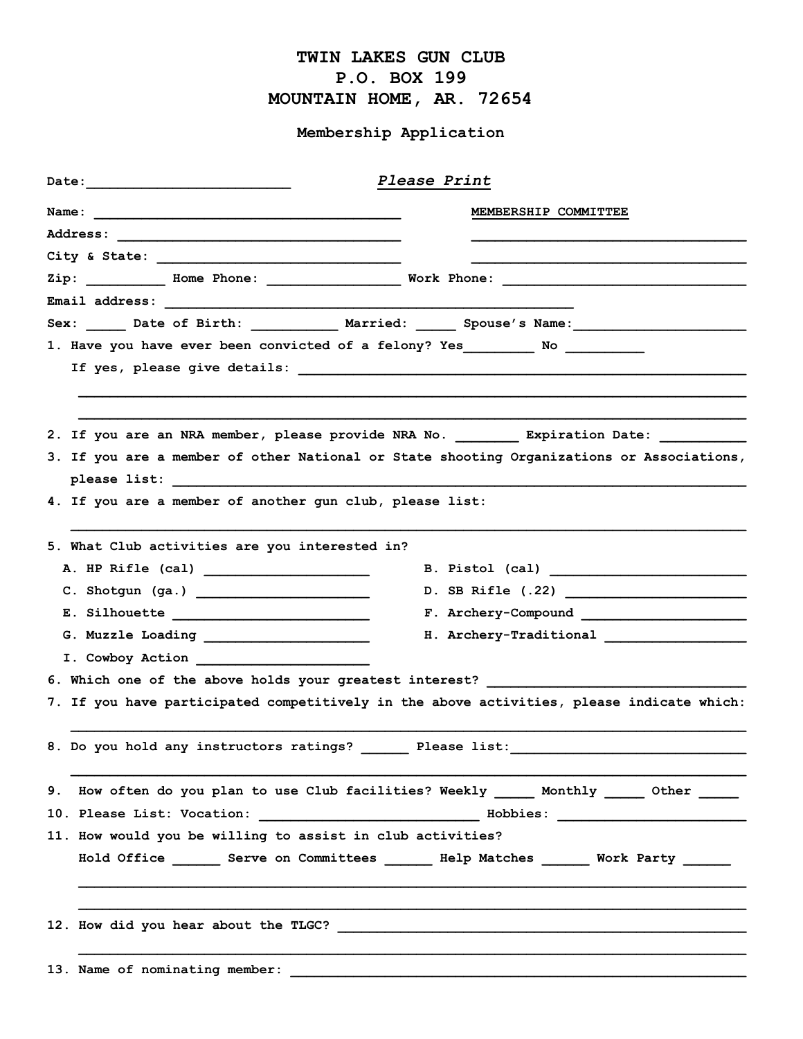# TWIN LAKES GUN CLUB
## P.O. BOX 199
## MOUNTAIN HOME, AR. 72654

### Membership Application

Date:_________________________ *Please Print*

Name: ______________________________________ MEMBERSHIP COMMITTEE

Address: ____________________________________ ___________________________________

City & State: ______________________________ ___________________________________

Zip: __________ Home Phone: _________________ Work Phone: _______________________________

Email address: ___________________________________________________

Sex: _____ Date of Birth: ___________ Married: _____ Spouse's Name:______________________

1. Have you have ever been convicted of a felony? Yes_________ No __________
   If yes, please give details: ________________________________________________________
   _________________________________________________________________________________
   _________________________________________________________________________________
2. If you are an NRA member, please provide NRA No. ________ Expiration Date: ___________
3. If you are a member of other National or State shooting Organizations or Associations, please list: _____________________________________________________________________
4. If you are a member of another gun club, please list:
   _________________________________________________________________________________
5. What Club activities are you interested in?
   - A. HP Rifle (cal) _____________________
   - B. Pistol (cal) _________________________
   - C. Shotgun (ga.) _____________________
   - D. SB Rifle (.22) ______________________
   - E. Silhouette _________________________
   - F. Archery-Compound ____________________
   - G. Muzzle Loading ____________________
   - H. Archery-Traditional _________________
   - I. Cowboy Action _____________________
6. Which one of the above holds your greatest interest? _________________________________
7. If you have participated competitively in the above activities, please indicate which:
   _________________________________________________________________________________
8. Do you hold any instructors ratings? ______ Please list:______________________________
   _________________________________________________________________________________
9. How often do you plan to use Club facilities? Weekly _____ Monthly _____ Other _____
10. Please List: Vocation: ____________________________ Hobbies: ________________________
11. How would you be willing to assist in club activities?
    Hold Office ______ Serve on Committees ______ Help Matches ______ Work Party ______
    _________________________________________________________________________________
    _________________________________________________________________________________
12. How did you hear about the TLGC? ____________________________________________________
    _________________________________________________________________________________
13. Name of nominating member: ____________________________________________________________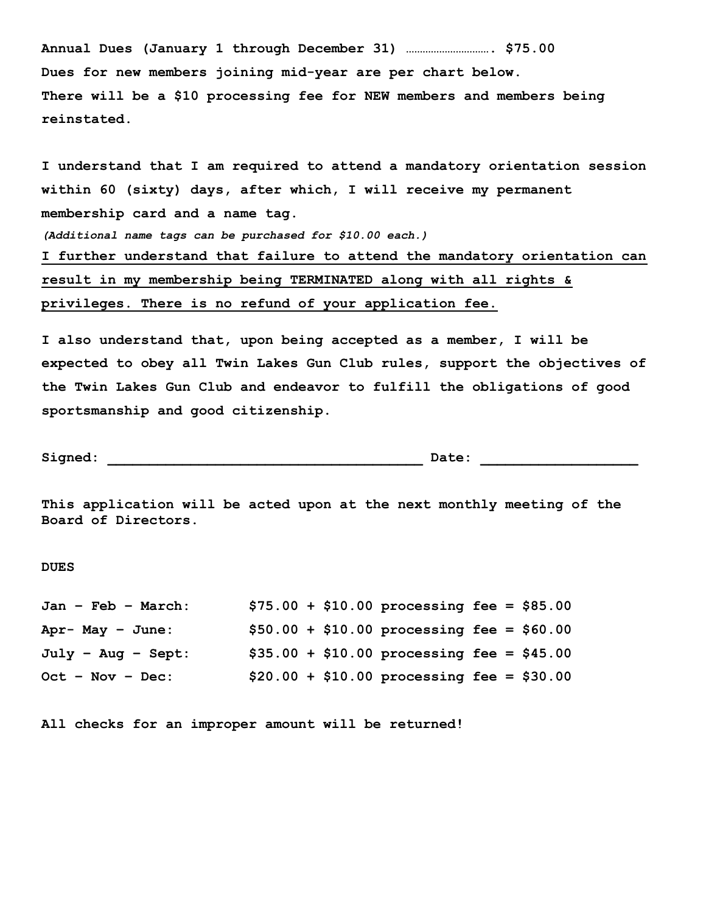**Annual Dues (January 1 through December 31) ……………………………. $75.00**
**Dues for new members joining mid-year are per chart below.**
**There will be a $10 processing fee for NEW members and members being reinstated.**

**I understand that I am required to attend a mandatory orientation session within 60 (sixty) days, after which, I will receive my permanent membership card and a name tag.**
***(Additional name tags can be purchased for $10.00 each.)***
**I further understand that failure to attend the mandatory orientation can result in my membership being TERMINATED along with all rights & privileges. There is no refund of your application fee.**

**I also understand that, upon being accepted as a member, I will be expected to obey all Twin Lakes Gun Club rules, support the objectives of the Twin Lakes Gun Club and endeavor to fulfill the obligations of good sportsmanship and good citizenship.**

**Signed: _______________________________________ Date: ___________________**

**This application will be acted upon at the next monthly meeting of the Board of Directors.**

**DUES**

| | |
|---|---|
| **Jan – Feb – March:** | **$75.00 + $10.00 processing fee = $85.00** |
| **Apr- May – June:** | **$50.00 + $10.00 processing fee = $60.00** |
| **July – Aug – Sept:** | **$35.00 + $10.00 processing fee = $45.00** |
| **Oct – Nov – Dec:** | **$20.00 + $10.00 processing fee = $30.00** |

**All checks for an improper amount will be returned!**